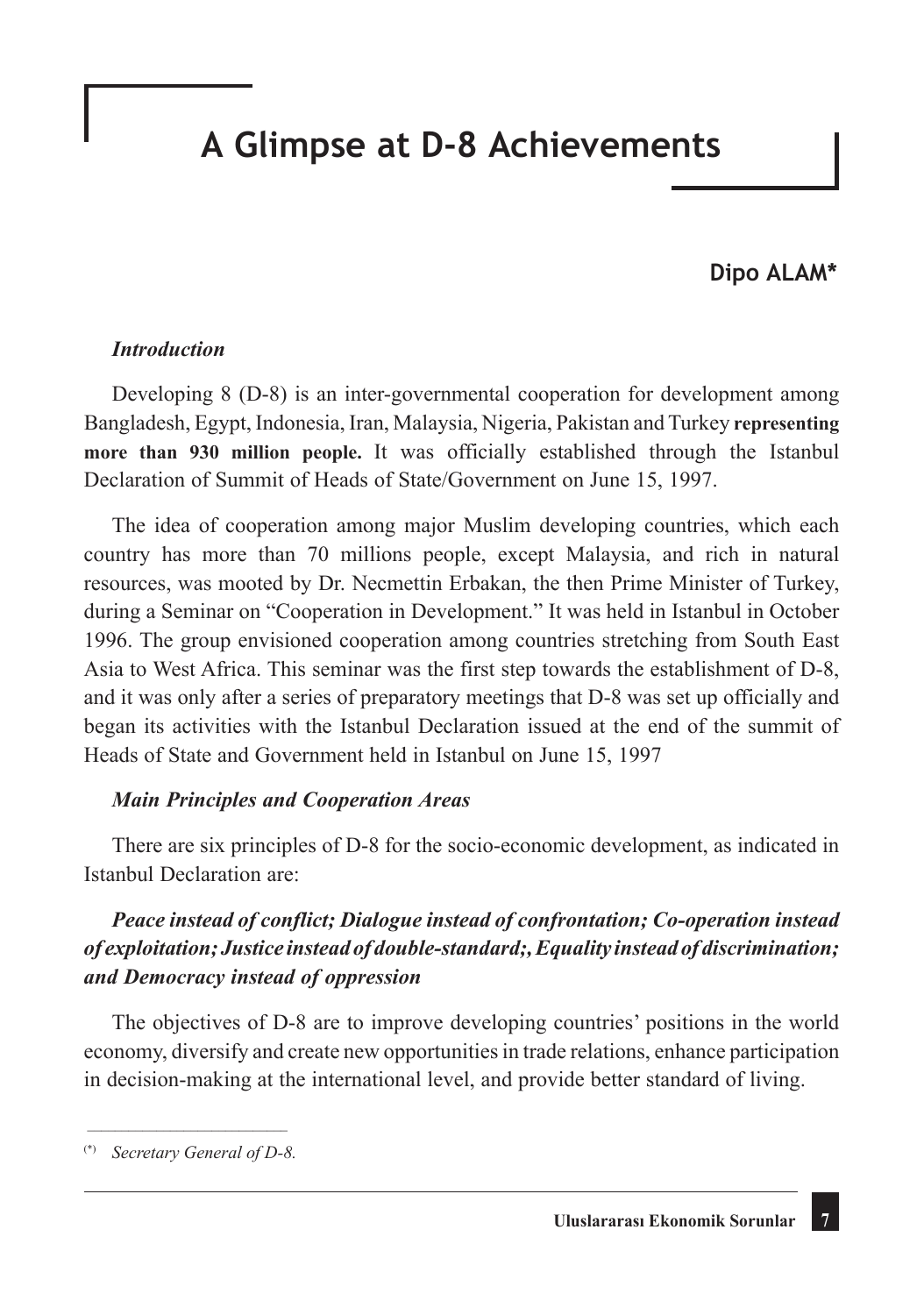# A Glimpse at D-8 Achievements

**Dipo ALAM***

***Introduction***

Developing 8 (D-8) is an inter-governmental cooperation for development among Bangladesh, Egypt, Indonesia, Iran, Malaysia, Nigeria, Pakistan and Turkey **representing more than 930 million people.** It was officially established through the Istanbul Declaration of Summit of Heads of State/Government on June 15, 1997.

The idea of cooperation among major Muslim developing countries, which each country has more than 70 millions people, except Malaysia, and rich in natural resources, was mooted by Dr. Necmettin Erbakan, the then Prime Minister of Turkey, during a Seminar on "Cooperation in Development." It was held in Istanbul in October 1996. The group envisioned cooperation among countries stretching from South East Asia to West Africa. This seminar was the first step towards the establishment of D-8, and it was only after a series of preparatory meetings that D-8 was set up officially and began its activities with the Istanbul Declaration issued at the end of the summit of Heads of State and Government held in Istanbul on June 15, 1997

***Main Principles and Cooperation Areas***

There are six principles of D-8 for the socio-economic development, as indicated in Istanbul Declaration are:

***Peace instead of conflict; Dialogue instead of confrontation; Co-operation instead of exploitation; Justice instead of double-standard;, Equality instead of discrimination; and Democracy instead of oppression***

The objectives of D-8 are to improve developing countries' positions in the world economy, diversify and create new opportunities in trade relations, enhance participation in decision-making at the international level, and provide better standard of living.

---

(*) *Secretary General of D-8.*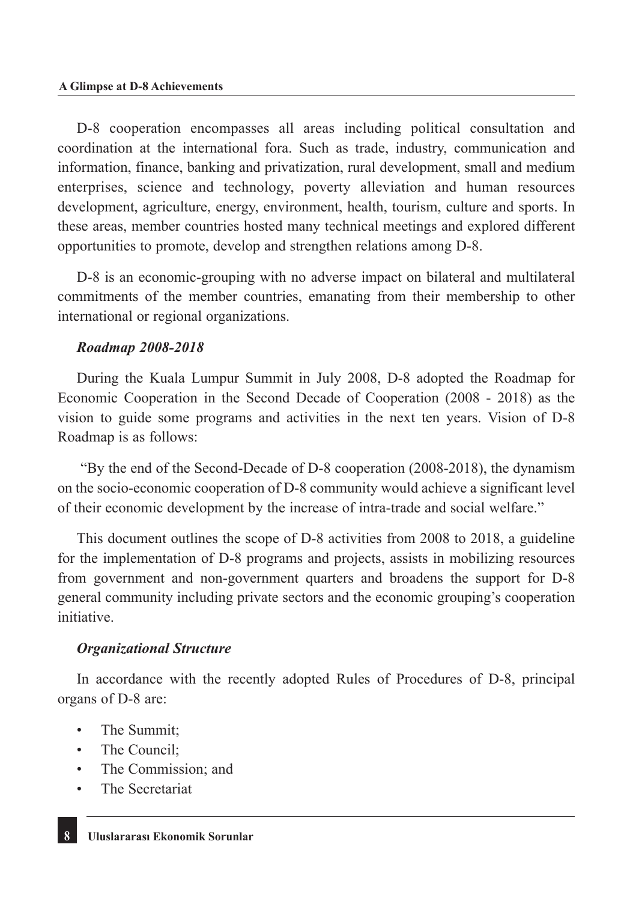D-8 cooperation encompasses all areas including political consultation and coordination at the international fora. Such as trade, industry, communication and information, finance, banking and privatization, rural development, small and medium enterprises, science and technology, poverty alleviation and human resources development, agriculture, energy, environment, health, tourism, culture and sports. In these areas, member countries hosted many technical meetings and explored different opportunities to promote, develop and strengthen relations among D-8.

D-8 is an economic-grouping with no adverse impact on bilateral and multilateral commitments of the member countries, emanating from their membership to other international or regional organizations.

***Roadmap 2008-2018***

During the Kuala Lumpur Summit in July 2008, D-8 adopted the Roadmap for Economic Cooperation in the Second Decade of Cooperation (2008 - 2018) as the vision to guide some programs and activities in the next ten years. Vision of D-8 Roadmap is as follows:

"By the end of the Second-Decade of D-8 cooperation (2008-2018), the dynamism on the socio-economic cooperation of D-8 community would achieve a significant level of their economic development by the increase of intra-trade and social welfare."

This document outlines the scope of D-8 activities from 2008 to 2018, a guideline for the implementation of D-8 programs and projects, assists in mobilizing resources from government and non-government quarters and broadens the support for D-8 general community including private sectors and the economic grouping's cooperation initiative.

***Organizational Structure***

In accordance with the recently adopted Rules of Procedures of D-8, principal organs of D-8 are:

- The Summit;
- The Council;
- The Commission; and
- The Secretariat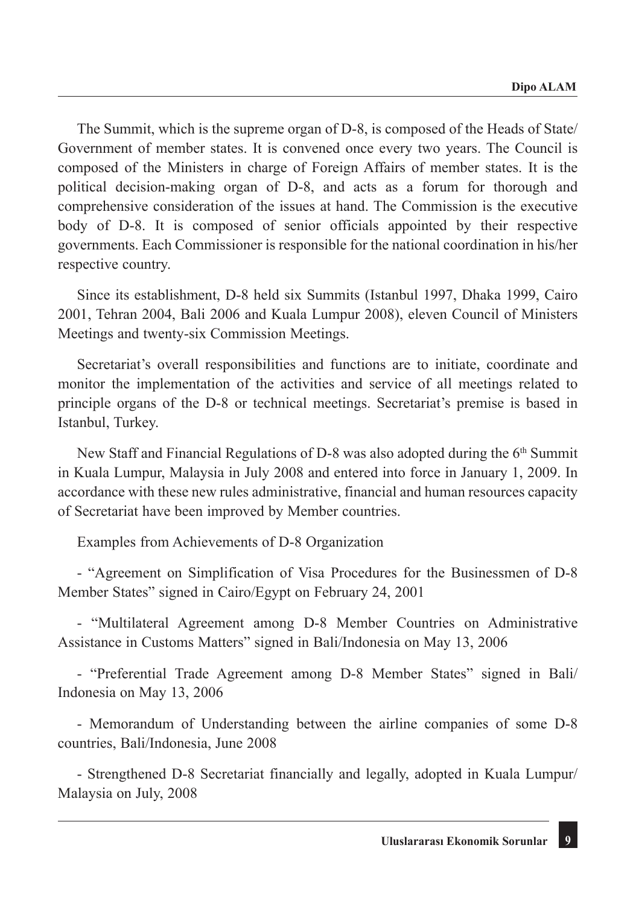The Summit, which is the supreme organ of D-8, is composed of the Heads of State/ Government of member states. It is convened once every two years. The Council is composed of the Ministers in charge of Foreign Affairs of member states. It is the political decision-making organ of D-8, and acts as a forum for thorough and comprehensive consideration of the issues at hand. The Commission is the executive body of D-8. It is composed of senior officials appointed by their respective governments. Each Commissioner is responsible for the national coordination in his/her respective country.

Since its establishment, D-8 held six Summits (Istanbul 1997, Dhaka 1999, Cairo 2001, Tehran 2004, Bali 2006 and Kuala Lumpur 2008), eleven Council of Ministers Meetings and twenty-six Commission Meetings.

Secretariat's overall responsibilities and functions are to initiate, coordinate and monitor the implementation of the activities and service of all meetings related to principle organs of the D-8 or technical meetings. Secretariat's premise is based in Istanbul, Turkey.

New Staff and Financial Regulations of D-8 was also adopted during the 6th Summit in Kuala Lumpur, Malaysia in July 2008 and entered into force in January 1, 2009. In accordance with these new rules administrative, financial and human resources capacity of Secretariat have been improved by Member countries.

Examples from Achievements of D-8 Organization

- "Agreement on Simplification of Visa Procedures for the Businessmen of D-8 Member States" signed in Cairo/Egypt on February 24, 2001

- "Multilateral Agreement among D-8 Member Countries on Administrative Assistance in Customs Matters" signed in Bali/Indonesia on May 13, 2006

- "Preferential Trade Agreement among D-8 Member States" signed in Bali/ Indonesia on May 13, 2006

- Memorandum of Understanding between the airline companies of some D-8 countries, Bali/Indonesia, June 2008

- Strengthened D-8 Secretariat financially and legally, adopted in Kuala Lumpur/ Malaysia on July, 2008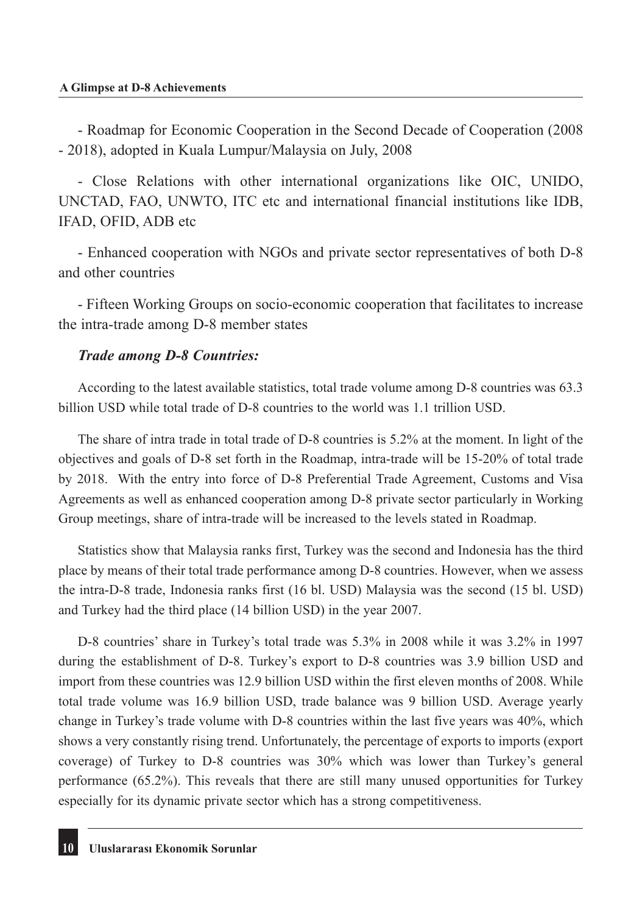- Roadmap for Economic Cooperation in the Second Decade of Cooperation (2008 - 2018), adopted in Kuala Lumpur/Malaysia on July, 2008

- Close Relations with other international organizations like OIC, UNIDO, UNCTAD, FAO, UNWTO, ITC etc and international financial institutions like IDB, IFAD, OFID, ADB etc

- Enhanced cooperation with NGOs and private sector representatives of both D-8 and other countries

- Fifteen Working Groups on socio-economic cooperation that facilitates to increase the intra-trade among D-8 member states

***Trade among D-8 Countries:***

According to the latest available statistics, total trade volume among D-8 countries was 63.3 billion USD while total trade of D-8 countries to the world was 1.1 trillion USD.

The share of intra trade in total trade of D-8 countries is 5.2% at the moment. In light of the objectives and goals of D-8 set forth in the Roadmap, intra-trade will be 15-20% of total trade by 2018. With the entry into force of D-8 Preferential Trade Agreement, Customs and Visa Agreements as well as enhanced cooperation among D-8 private sector particularly in Working Group meetings, share of intra-trade will be increased to the levels stated in Roadmap.

Statistics show that Malaysia ranks first, Turkey was the second and Indonesia has the third place by means of their total trade performance among D-8 countries. However, when we assess the intra-D-8 trade, Indonesia ranks first (16 bl. USD) Malaysia was the second (15 bl. USD) and Turkey had the third place (14 billion USD) in the year 2007.

D-8 countries' share in Turkey's total trade was 5.3% in 2008 while it was 3.2% in 1997 during the establishment of D-8. Turkey's export to D-8 countries was 3.9 billion USD and import from these countries was 12.9 billion USD within the first eleven months of 2008. While total trade volume was 16.9 billion USD, trade balance was 9 billion USD. Average yearly change in Turkey's trade volume with D-8 countries within the last five years was 40%, which shows a very constantly rising trend. Unfortunately, the percentage of exports to imports (export coverage) of Turkey to D-8 countries was 30% which was lower than Turkey's general performance (65.2%). This reveals that there are still many unused opportunities for Turkey especially for its dynamic private sector which has a strong competitiveness.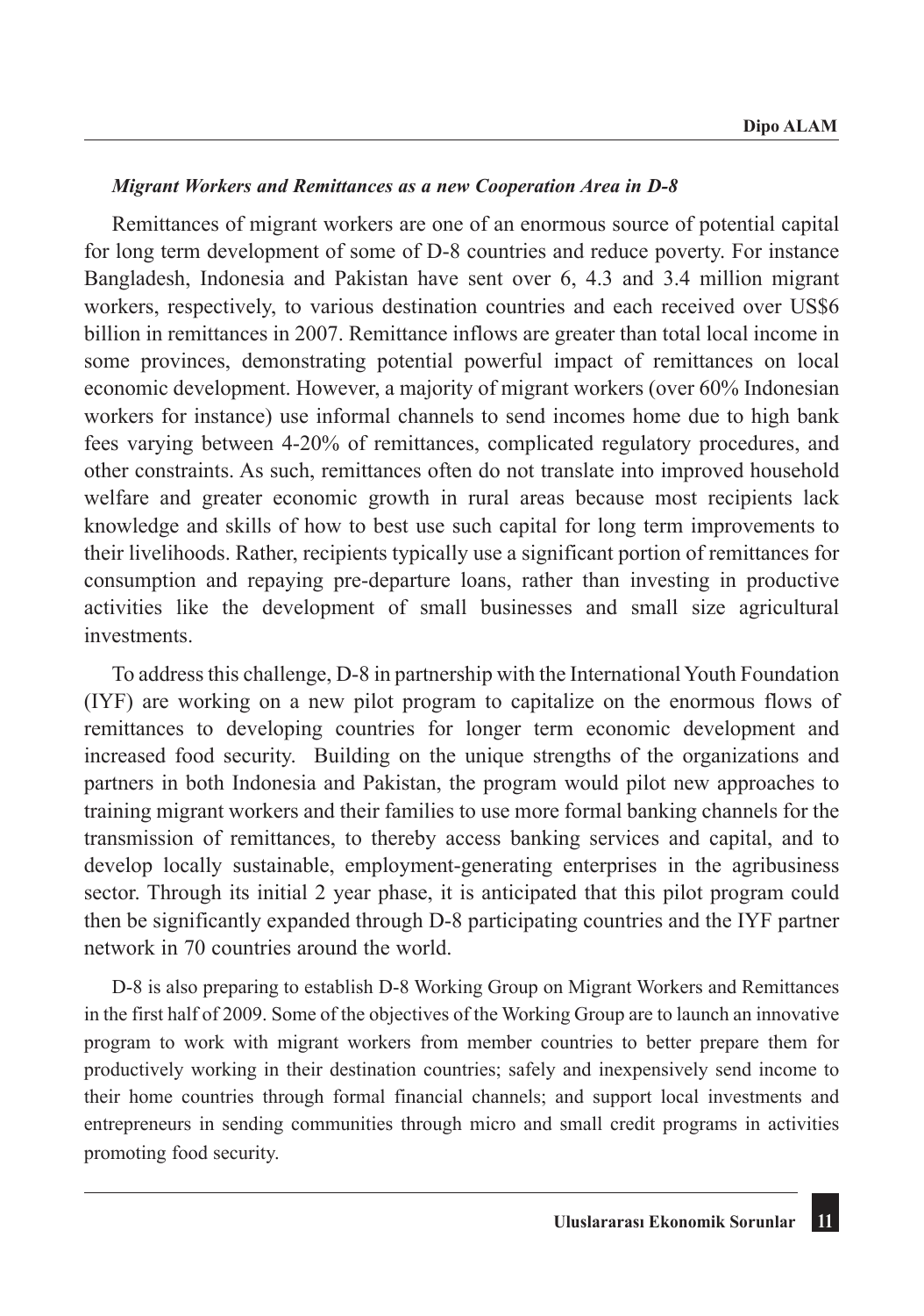### *Migrant Workers and Remittances as a new Cooperation Area in D-8*

Remittances of migrant workers are one of an enormous source of potential capital for long term development of some of D-8 countries and reduce poverty. For instance Bangladesh, Indonesia and Pakistan have sent over 6, 4.3 and 3.4 million migrant workers, respectively, to various destination countries and each received over US$6 billion in remittances in 2007. Remittance inflows are greater than total local income in some provinces, demonstrating potential powerful impact of remittances on local economic development. However, a majority of migrant workers (over 60% Indonesian workers for instance) use informal channels to send incomes home due to high bank fees varying between 4-20% of remittances, complicated regulatory procedures, and other constraints. As such, remittances often do not translate into improved household welfare and greater economic growth in rural areas because most recipients lack knowledge and skills of how to best use such capital for long term improvements to their livelihoods. Rather, recipients typically use a significant portion of remittances for consumption and repaying pre-departure loans, rather than investing in productive activities like the development of small businesses and small size agricultural investments.

To address this challenge, D-8 in partnership with the International Youth Foundation (IYF) are working on a new pilot program to capitalize on the enormous flows of remittances to developing countries for longer term economic development and increased food security. Building on the unique strengths of the organizations and partners in both Indonesia and Pakistan, the program would pilot new approaches to training migrant workers and their families to use more formal banking channels for the transmission of remittances, to thereby access banking services and capital, and to develop locally sustainable, employment-generating enterprises in the agribusiness sector. Through its initial 2 year phase, it is anticipated that this pilot program could then be significantly expanded through D-8 participating countries and the IYF partner network in 70 countries around the world.

D-8 is also preparing to establish D-8 Working Group on Migrant Workers and Remittances in the first half of 2009. Some of the objectives of the Working Group are to launch an innovative program to work with migrant workers from member countries to better prepare them for productively working in their destination countries; safely and inexpensively send income to their home countries through formal financial channels; and support local investments and entrepreneurs in sending communities through micro and small credit programs in activities promoting food security.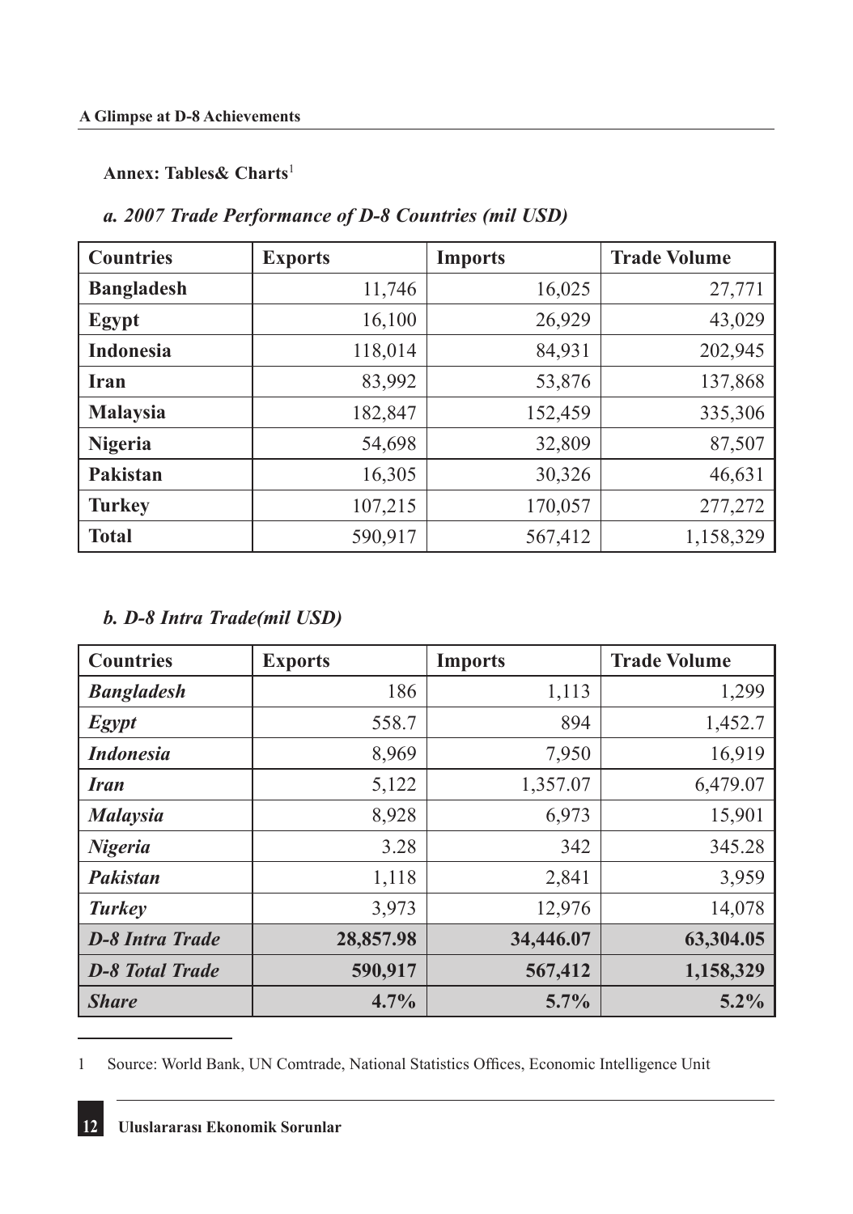**Annex: Tables& Charts**[1]

*a. 2007 Trade Performance of D-8 Countries (mil USD)*

| Countries | Exports | Imports | Trade Volume |
|---|---|---|---|
| **Bangladesh** | 11,746 | 16,025 | 27,771 |
| **Egypt** | 16,100 | 26,929 | 43,029 |
| **Indonesia** | 118,014 | 84,931 | 202,945 |
| **Iran** | 83,992 | 53,876 | 137,868 |
| **Malaysia** | 182,847 | 152,459 | 335,306 |
| **Nigeria** | 54,698 | 32,809 | 87,507 |
| **Pakistan** | 16,305 | 30,326 | 46,631 |
| **Turkey** | 107,215 | 170,057 | 277,272 |
| **Total** | 590,917 | 567,412 | 1,158,329 |

*b. D-8 Intra Trade(mil USD)*

| Countries | Exports | Imports | Trade Volume |
|---|---|---|---|
| ***Bangladesh*** | 186 | 1,113 | 1,299 |
| ***Egypt*** | 558.7 | 894 | 1,452.7 |
| ***Indonesia*** | 8,969 | 7,950 | 16,919 |
| ***Iran*** | 5,122 | 1,357.07 | 6,479.07 |
| ***Malaysia*** | 8,928 | 6,973 | 15,901 |
| ***Nigeria*** | 3.28 | 342 | 345.28 |
| ***Pakistan*** | 1,118 | 2,841 | 3,959 |
| ***Turkey*** | 3,973 | 12,976 | 14,078 |
| ***D-8 Intra Trade*** | **28,857.98** | **34,446.07** | **63,304.05** |
| ***D-8 Total Trade*** | **590,917** | **567,412** | **1,158,329** |
| ***Share*** | **4.7%** | **5.7%** | **5.2%** |

1 Source: World Bank, UN Comtrade, National Statistics Offices, Economic Intelligence Unit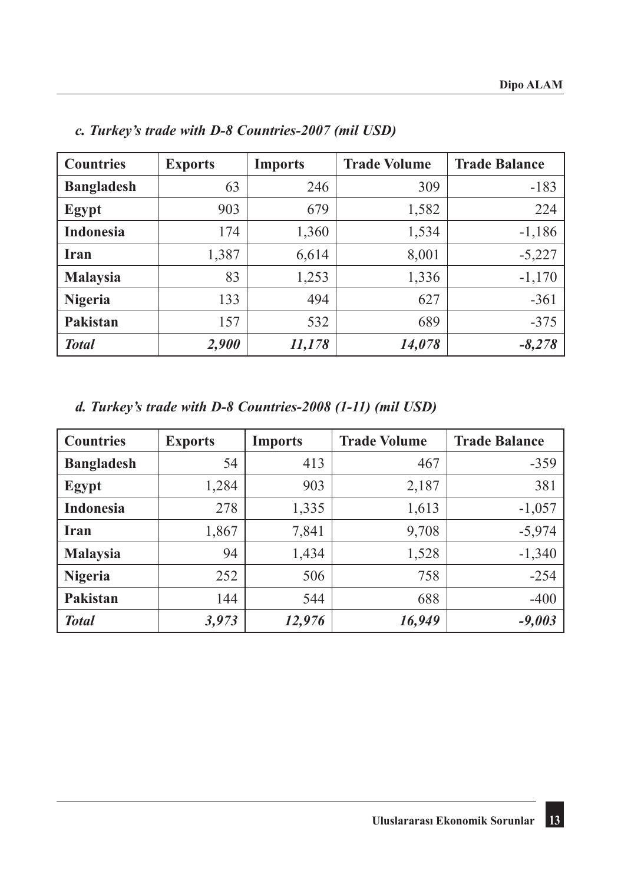*c. Turkey's trade with D-8 Countries-2007 (mil USD)*

| Countries | Exports | Imports | Trade Volume | Trade Balance |
|---|---|---|---|---|
| **Bangladesh** | 63 | 246 | 309 | -183 |
| **Egypt** | 903 | 679 | 1,582 | 224 |
| **Indonesia** | 174 | 1,360 | 1,534 | -1,186 |
| **Iran** | 1,387 | 6,614 | 8,001 | -5,227 |
| **Malaysia** | 83 | 1,253 | 1,336 | -1,170 |
| **Nigeria** | 133 | 494 | 627 | -361 |
| **Pakistan** | 157 | 532 | 689 | -375 |
| ***Total*** | ***2,900*** | ***11,178*** | ***14,078*** | ***-8,278*** |

*d. Turkey's trade with D-8 Countries-2008 (1-11) (mil USD)*

| Countries | Exports | Imports | Trade Volume | Trade Balance |
|---|---|---|---|---|
| **Bangladesh** | 54 | 413 | 467 | -359 |
| **Egypt** | 1,284 | 903 | 2,187 | 381 |
| **Indonesia** | 278 | 1,335 | 1,613 | -1,057 |
| **Iran** | 1,867 | 7,841 | 9,708 | -5,974 |
| **Malaysia** | 94 | 1,434 | 1,528 | -1,340 |
| **Nigeria** | 252 | 506 | 758 | -254 |
| **Pakistan** | 144 | 544 | 688 | -400 |
| ***Total*** | ***3,973*** | ***12,976*** | ***16,949*** | ***-9,003*** |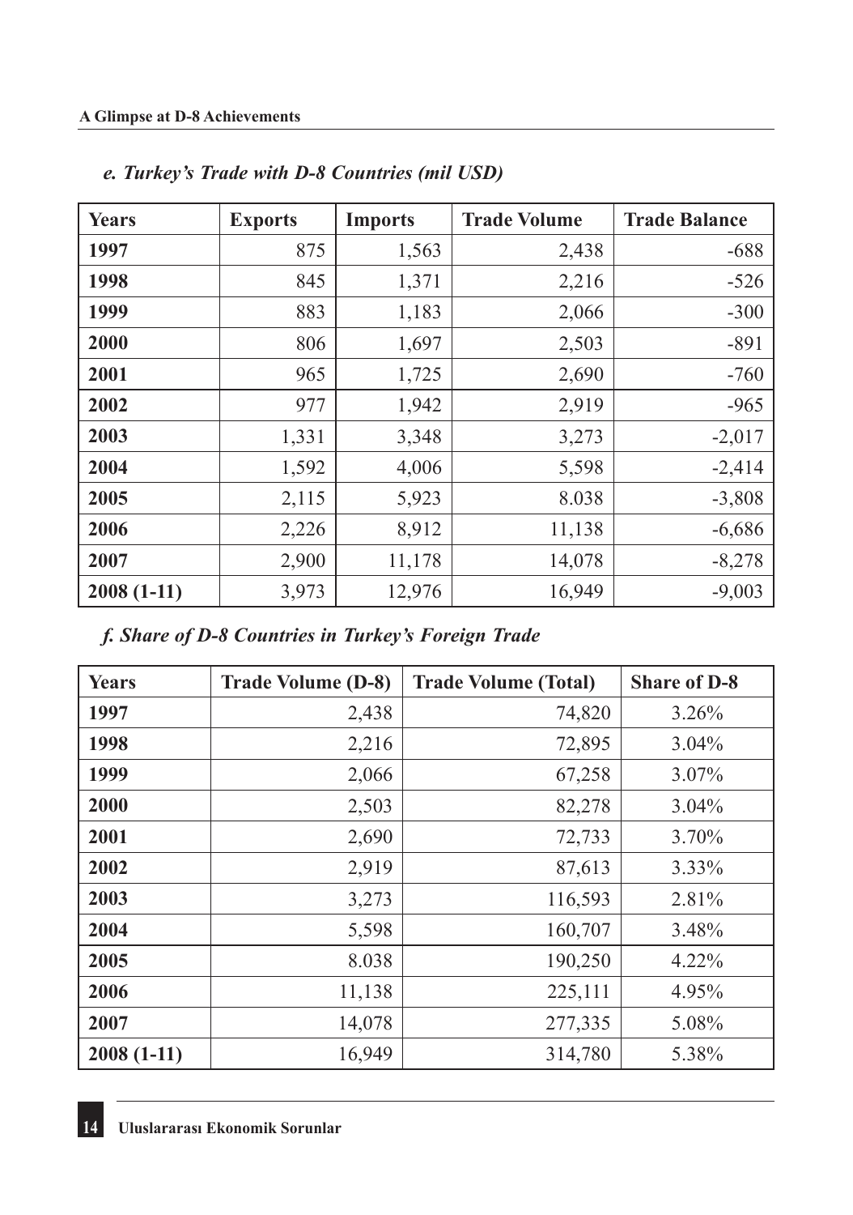### *e. Turkey's Trade with D-8 Countries (mil USD)*

| Years | Exports | Imports | Trade Volume | Trade Balance |
|---|---|---|---|---|
| **1997** | 875 | 1,563 | 2,438 | -688 |
| **1998** | 845 | 1,371 | 2,216 | -526 |
| **1999** | 883 | 1,183 | 2,066 | -300 |
| **2000** | 806 | 1,697 | 2,503 | -891 |
| **2001** | 965 | 1,725 | 2,690 | -760 |
| **2002** | 977 | 1,942 | 2,919 | -965 |
| **2003** | 1,331 | 3,348 | 3,273 | -2,017 |
| **2004** | 1,592 | 4,006 | 5,598 | -2,414 |
| **2005** | 2,115 | 5,923 | 8.038 | -3,808 |
| **2006** | 2,226 | 8,912 | 11,138 | -6,686 |
| **2007** | 2,900 | 11,178 | 14,078 | -8,278 |
| **2008 (1-11)** | 3,973 | 12,976 | 16,949 | -9,003 |

### *f. Share of D-8 Countries in Turkey's Foreign Trade*

| Years | Trade Volume (D-8) | Trade Volume (Total) | Share of D-8 |
|---|---|---|---|
| **1997** | 2,438 | 74,820 | 3.26% |
| **1998** | 2,216 | 72,895 | 3.04% |
| **1999** | 2,066 | 67,258 | 3.07% |
| **2000** | 2,503 | 82,278 | 3.04% |
| **2001** | 2,690 | 72,733 | 3.70% |
| **2002** | 2,919 | 87,613 | 3.33% |
| **2003** | 3,273 | 116,593 | 2.81% |
| **2004** | 5,598 | 160,707 | 3.48% |
| **2005** | 8.038 | 190,250 | 4.22% |
| **2006** | 11,138 | 225,111 | 4.95% |
| **2007** | 14,078 | 277,335 | 5.08% |
| **2008 (1-11)** | 16,949 | 314,780 | 5.38% |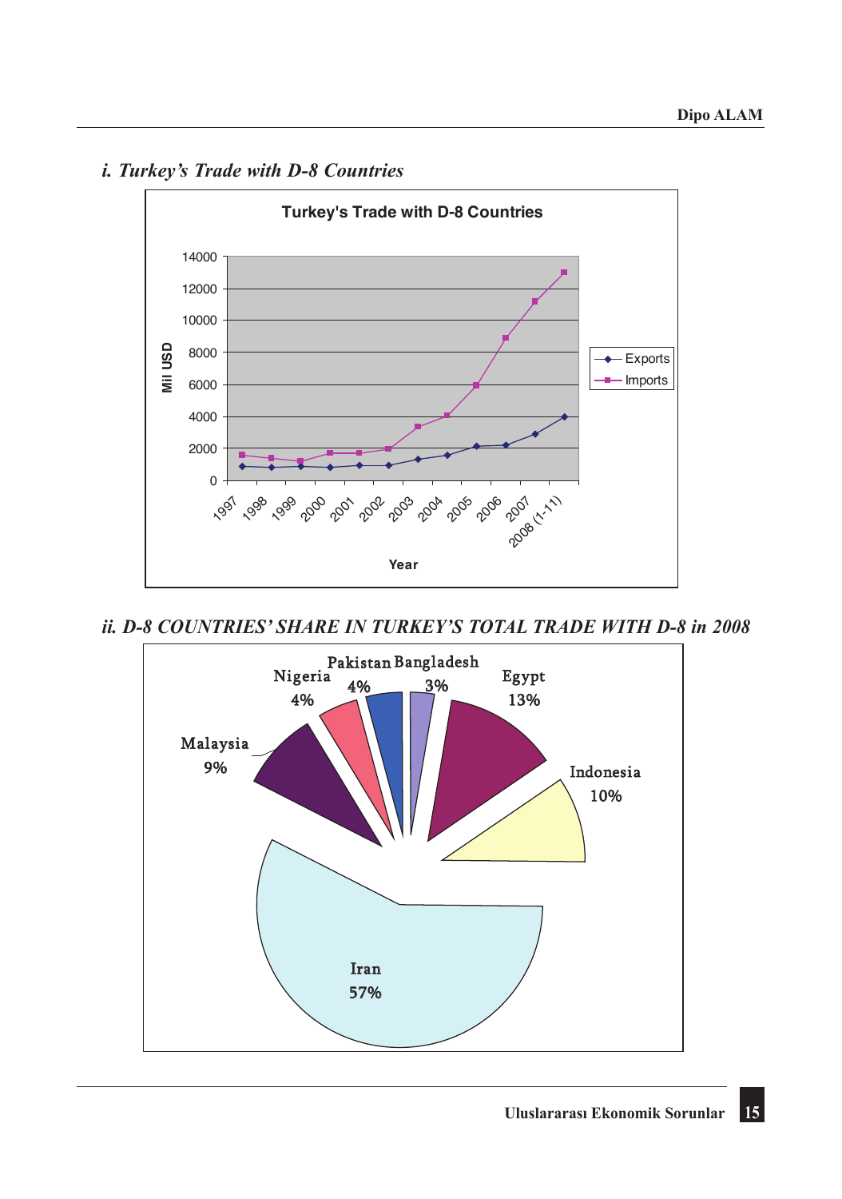### *i. Turkey's Trade with D-8 Countries*

**Turkey's Trade with D-8 Countries**

Mil USD

14000
12000
10000
8000
6000
4000
2000
0

1997 1998 1999 2000 2001 2002 2003 2004 2005 2006 2007 2008 (1-11)

Year

Exports
Imports

### *ii. D-8 COUNTRIES' SHARE IN TURKEY'S TOTAL TRADE WITH D-8 in 2008*

Pakistan 4%
Bangladesh 3%
Nigeria 4%
Egypt 13%
Malaysia 9%
Indonesia 10%
Iran 57%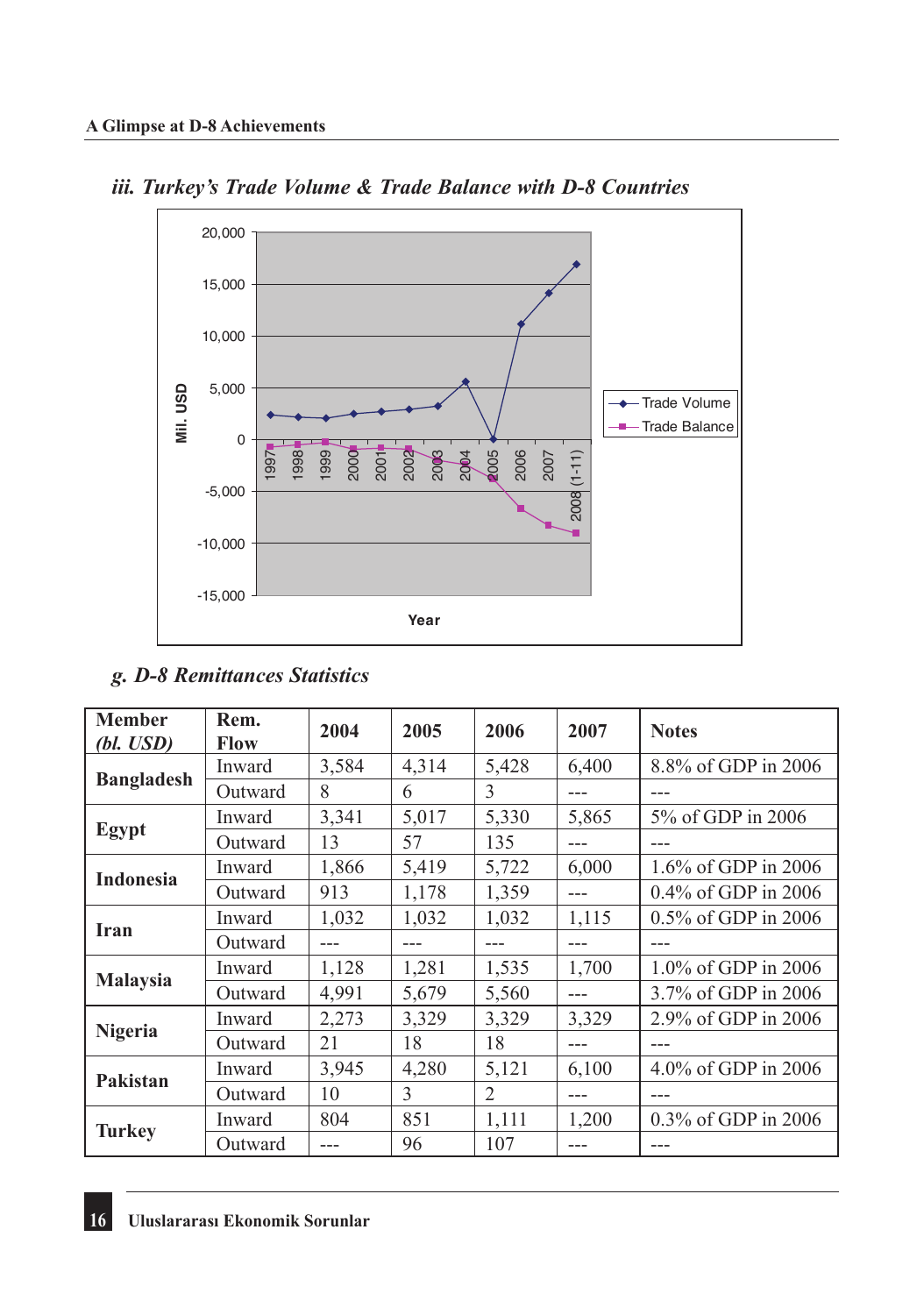### iii. Turkey's Trade Volume & Trade Balance with D-8 Countries

20,000
15,000
10,000
5,000
0
-5,000
-10,000
-15,000

Mil. USD

1997
1998
1999
2000
2001
2002
2003
2004
2005
2006
2007
2008 (1-11)

Year

Trade Volume
Trade Balance

### g. D-8 Remittances Statistics

| Member (bl. USD) | Rem. Flow | 2004 | 2005 | 2006 | 2007 | Notes |
|---|---|---|---|---|---|---|
| **Bangladesh** | Inward | 3,584 | 4,314 | 5,428 | 6,400 | 8.8% of GDP in 2006 |
| | Outward | 8 | 6 | 3 | --- | --- |
| **Egypt** | Inward | 3,341 | 5,017 | 5,330 | 5,865 | 5% of GDP in 2006 |
| | Outward | 13 | 57 | 135 | --- | --- |
| **Indonesia** | Inward | 1,866 | 5,419 | 5,722 | 6,000 | 1.6% of GDP in 2006 |
| | Outward | 913 | 1,178 | 1,359 | --- | 0.4% of GDP in 2006 |
| **Iran** | Inward | 1,032 | 1,032 | 1,032 | 1,115 | 0.5% of GDP in 2006 |
| | Outward | --- | --- | --- | --- | --- |
| **Malaysia** | Inward | 1,128 | 1,281 | 1,535 | 1,700 | 1.0% of GDP in 2006 |
| | Outward | 4,991 | 5,679 | 5,560 | --- | 3.7% of GDP in 2006 |
| **Nigeria** | Inward | 2,273 | 3,329 | 3,329 | 3,329 | 2.9% of GDP in 2006 |
| | Outward | 21 | 18 | 18 | --- | --- |
| **Pakistan** | Inward | 3,945 | 4,280 | 5,121 | 6,100 | 4.0% of GDP in 2006 |
| | Outward | 10 | 3 | 2 | --- | --- |
| **Turkey** | Inward | 804 | 851 | 1,111 | 1,200 | 0.3% of GDP in 2006 |
| | Outward | --- | 96 | 107 | --- | --- |